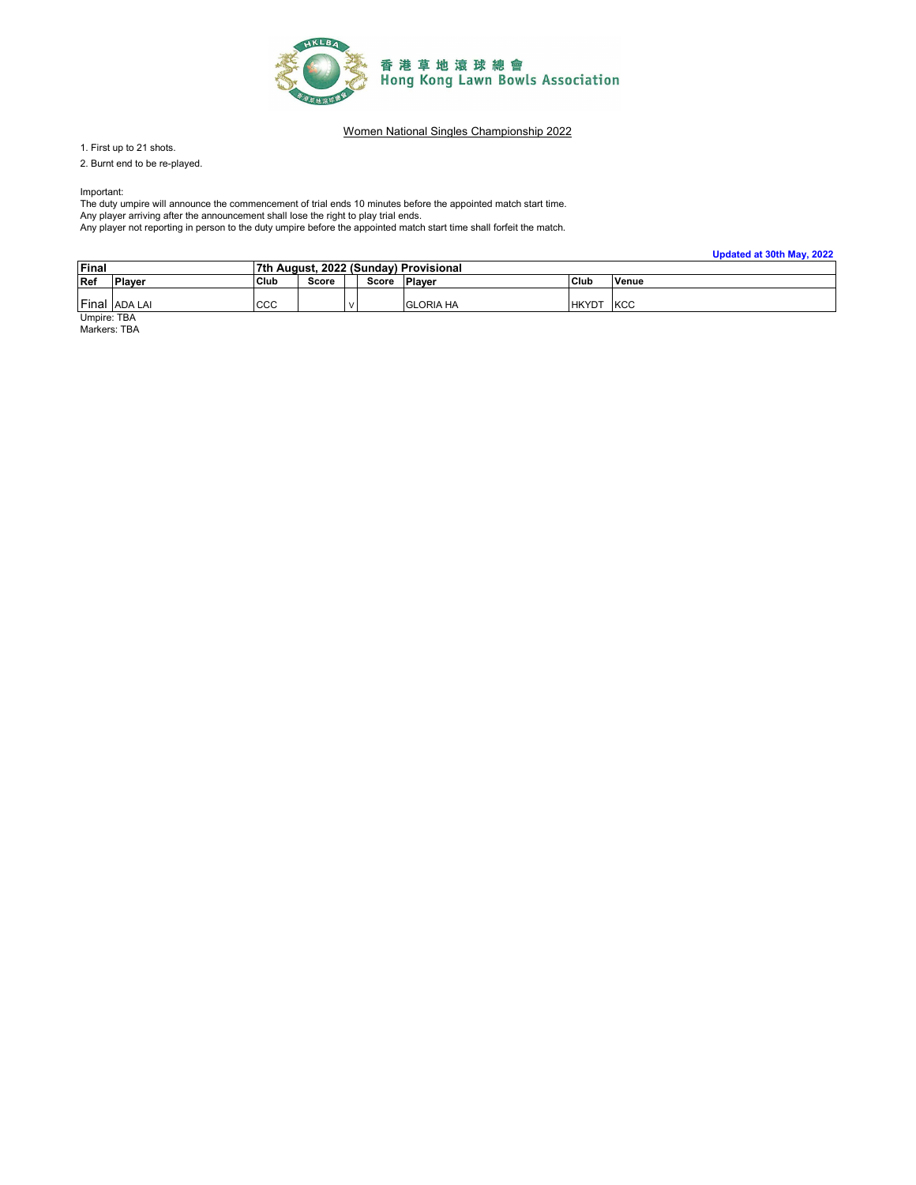香港草地滾球總會
Hong Kong Lawn Bowls Association

## Women National Singles Championship 2022

1. First up to 21 shots.
2. Burnt end to be re-played.

Important:
The duty umpire will announce the commencement of trial ends 10 minutes before the appointed match start time.
Any player arriving after the announcement shall lose the right to play trial ends.
Any player not reporting in person to the duty umpire before the appointed match start time shall forfeit the match.

**Updated at 30th May, 2022**

| **Final** | | **7th August, 2022 (Sunday) Provisional** | | | | | | |
|---|---|---|---|---|---|---|---|---|
| **Ref** | **Player** | **Club** | **Score** | | **Score** | **Player** | **Club** | **Venue** |
| Final | ADA LAI | CCC | | V | | GLORIA HA | HKYDT | KCC |

Umpire: TBA
Markers: TBA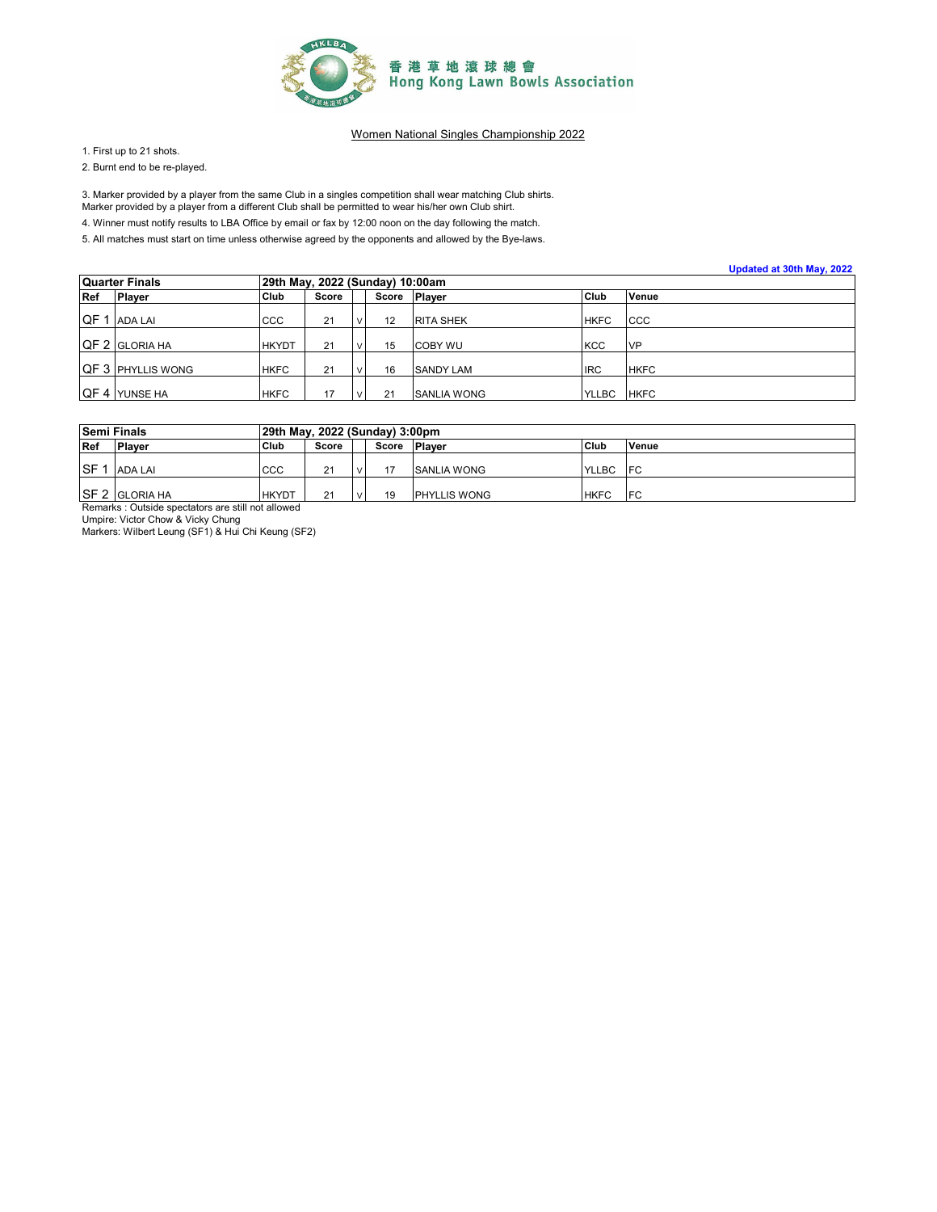香港草地滾球總會
Hong Kong Lawn Bowls Association

Women National Singles Championship 2022

1. First up to 21 shots.
2. Burnt end to be re-played.

3. Marker provided by a player from the same Club in a singles competition shall wear matching Club shirts.
Marker provided by a player from a different Club shall be permitted to wear his/her own Club shirt.
4. Winner must notify results to LBA Office by email or fax by 12:00 noon on the day following the match.
5. All matches must start on time unless otherwise agreed by the opponents and allowed by the Bye-laws.

**Updated at 30th May, 2022**

| Quarter Finals | | 29th May, 2022 (Sunday) 10:00am | | | | | | |
|---|---|---|---|---|---|---|---|---|
| Ref | Player | Club | Score | | Score | Player | Club | Venue |
| QF 1 | ADA LAI | CCC | 21 | V | 12 | RITA SHEK | HKFC | CCC |
| QF 2 | GLORIA HA | HKYDT | 21 | V | 15 | COBY WU | KCC | VP |
| QF 3 | PHYLLIS WONG | HKFC | 21 | V | 16 | SANDY LAM | IRC | HKFC |
| QF 4 | YUNSE HA | HKFC | 17 | V | 21 | SANLIA WONG | YLLBC | HKFC |

| Semi Finals | | 29th May, 2022 (Sunday) 3:00pm | | | | | | |
|---|---|---|---|---|---|---|---|---|
| Ref | Player | Club | Score | | Score | Player | Club | Venue |
| SF 1 | ADA LAI | CCC | 21 | V | 17 | SANLIA WONG | YLLBC | FC |
| SF 2 | GLORIA HA | HKYDT | 21 | V | 19 | PHYLLIS WONG | HKFC | FC |

Remarks : Outside spectators are still not allowed
Umpire: Victor Chow & Vicky Chung
Markers: Wilbert Leung (SF1) & Hui Chi Keung (SF2)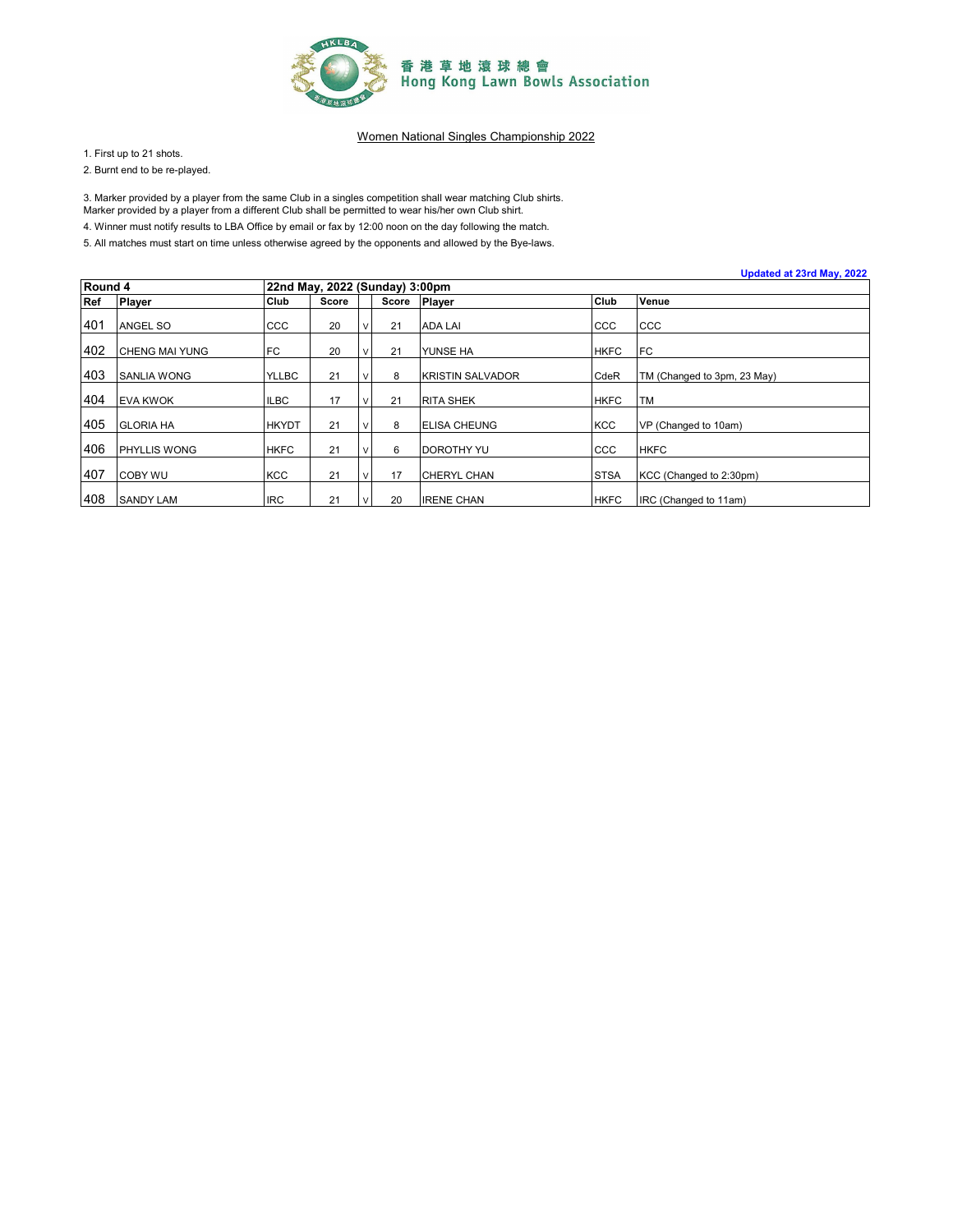香港草地滾球總會
Hong Kong Lawn Bowls Association

## Women National Singles Championship 2022

1. First up to 21 shots.
2. Burnt end to be re-played.

3. Marker provided by a player from the same Club in a singles competition shall wear matching Club shirts.
Marker provided by a player from a different Club shall be permitted to wear his/her own Club shirt.
4. Winner must notify results to LBA Office by email or fax by 12:00 noon on the day following the match.
5. All matches must start on time unless otherwise agreed by the opponents and allowed by the Bye-laws.

**Updated at 23rd May, 2022**

| **Round 4** | | **22nd May, 2022 (Sunday) 3:00pm** | | | | | | |
|---|---|---|---|---|---|---|---|---|
| **Ref** | **Player** | **Club** | **Score** | | **Score** | **Player** | **Club** | **Venue** |
| 401 | ANGEL SO | CCC | 20 | V | 21 | ADA LAI | CCC | CCC |
| 402 | CHENG MAI YUNG | FC | 20 | V | 21 | YUNSE HA | HKFC | FC |
| 403 | SANLIA WONG | YLLBC | 21 | V | 8 | KRISTIN SALVADOR | CdeR | TM (Changed to 3pm, 23 May) |
| 404 | EVA KWOK | ILBC | 17 | V | 21 | RITA SHEK | HKFC | TM |
| 405 | GLORIA HA | HKYDT | 21 | V | 8 | ELISA CHEUNG | KCC | VP (Changed to 10am) |
| 406 | PHYLLIS WONG | HKFC | 21 | V | 6 | DOROTHY YU | CCC | HKFC |
| 407 | COBY WU | KCC | 21 | V | 17 | CHERYL CHAN | STSA | KCC (Changed to 2:30pm) |
| 408 | SANDY LAM | IRC | 21 | V | 20 | IRENE CHAN | HKFC | IRC (Changed to 11am) |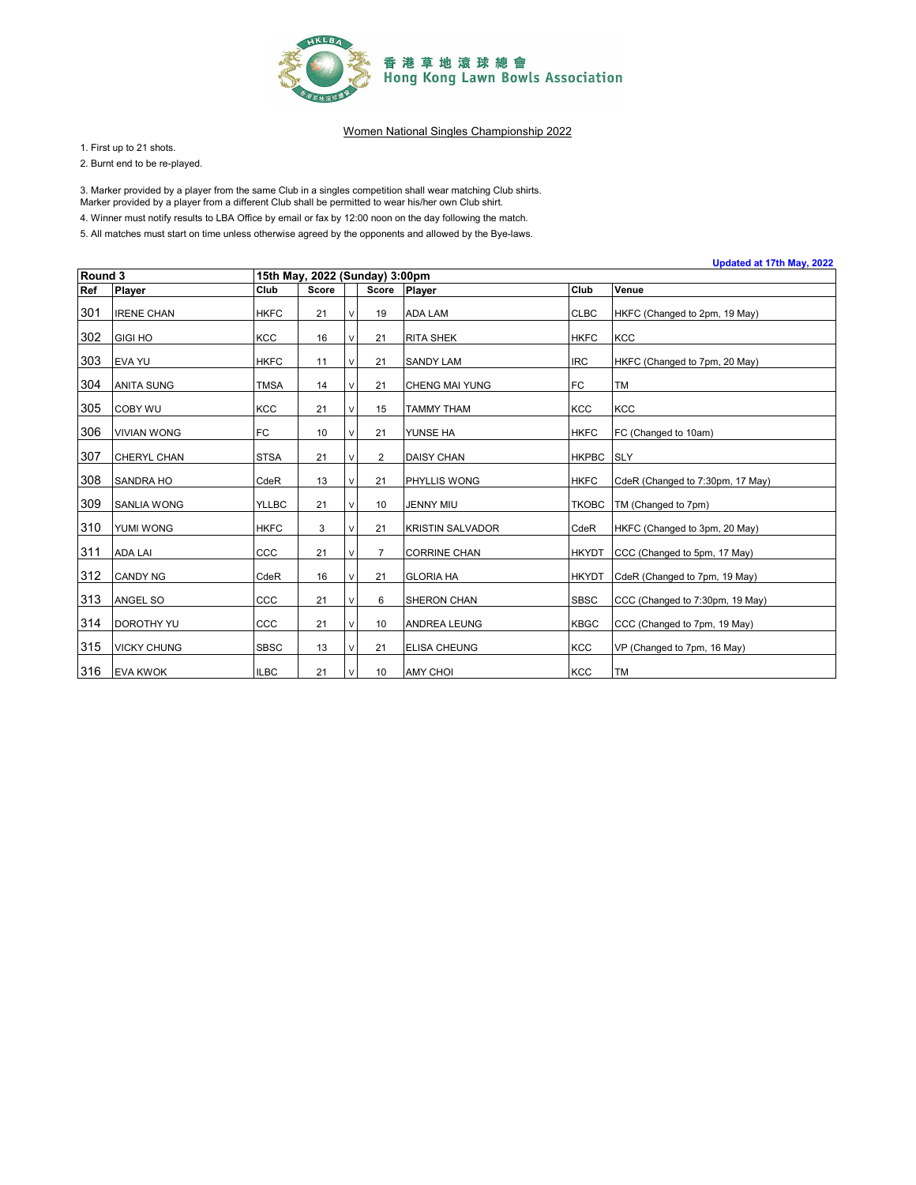香港草地滾球總會
Hong Kong Lawn Bowls Association

Women National Singles Championship 2022

1. First up to 21 shots.
2. Burnt end to be re-played.

3. Marker provided by a player from the same Club in a singles competition shall wear matching Club shirts.
Marker provided by a player from a different Club shall be permitted to wear his/her own Club shirt.

4. Winner must notify results to LBA Office by email or fax by 12:00 noon on the day following the match.
5. All matches must start on time unless otherwise agreed by the opponents and allowed by the Bye-laws.

Updated at 17th May, 2022

| Round 3 | | 15th May, 2022 (Sunday) 3:00pm | | | | | | |
|---|---|---|---|---|---|---|---|---|
| **Ref** | **Player** | **Club** | **Score** | | **Score** | **Player** | **Club** | **Venue** |
| 301 | IRENE CHAN | HKFC | 21 | v | 19 | ADA LAM | CLBC | HKFC (Changed to 2pm, 19 May) |
| 302 | GIGI HO | KCC | 16 | v | 21 | RITA SHEK | HKFC | KCC |
| 303 | EVA YU | HKFC | 11 | v | 21 | SANDY LAM | IRC | HKFC (Changed to 7pm, 20 May) |
| 304 | ANITA SUNG | TMSA | 14 | v | 21 | CHENG MAI YUNG | FC | TM |
| 305 | COBY WU | KCC | 21 | v | 15 | TAMMY THAM | KCC | KCC |
| 306 | VIVIAN WONG | FC | 10 | v | 21 | YUNSE HA | HKFC | FC (Changed to 10am) |
| 307 | CHERYL CHAN | STSA | 21 | v | 2 | DAISY CHAN | HKPBC | SLY |
| 308 | SANDRA HO | CdeR | 13 | v | 21 | PHYLLIS WONG | HKFC | CdeR (Changed to 7:30pm, 17 May) |
| 309 | SANLIA WONG | YLLBC | 21 | v | 10 | JENNY MIU | TKOBC | TM (Changed to 7pm) |
| 310 | YUMI WONG | HKFC | 3 | v | 21 | KRISTIN SALVADOR | CdeR | HKFC (Changed to 3pm, 20 May) |
| 311 | ADA LAI | CCC | 21 | v | 7 | CORRINE CHAN | HKYDT | CCC (Changed to 5pm, 17 May) |
| 312 | CANDY NG | CdeR | 16 | v | 21 | GLORIA HA | HKYDT | CdeR (Changed to 7pm, 19 May) |
| 313 | ANGEL SO | CCC | 21 | v | 6 | SHERON CHAN | SBSC | CCC (Changed to 7:30pm, 19 May) |
| 314 | DOROTHY YU | CCC | 21 | v | 10 | ANDREA LEUNG | KBGC | CCC (Changed to 7pm, 19 May) |
| 315 | VICKY CHUNG | SBSC | 13 | v | 21 | ELISA CHEUNG | KCC | VP (Changed to 7pm, 16 May) |
| 316 | EVA KWOK | ILBC | 21 | v | 10 | AMY CHOI | KCC | TM |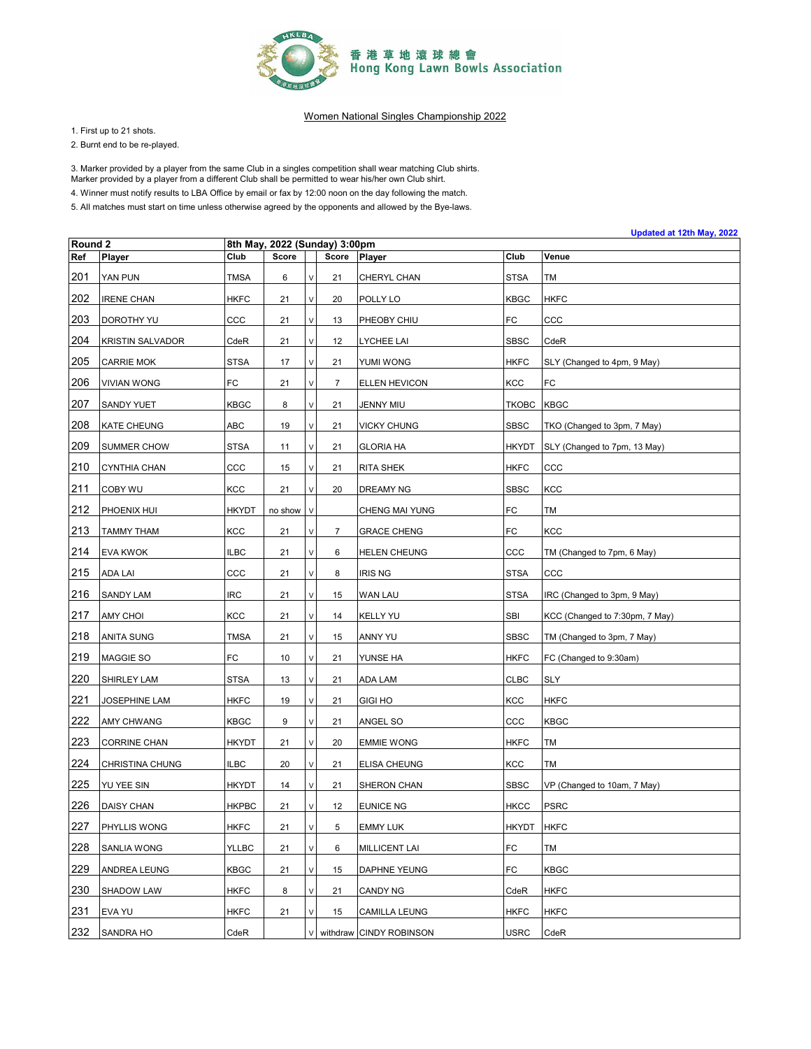香港草地滾球總會
Hong Kong Lawn Bowls Association

## Women National Singles Championship 2022

1. First up to 21 shots.
2. Burnt end to be re-played.

3. Marker provided by a player from the same Club in a singles competition shall wear matching Club shirts.
Marker provided by a player from a different Club shall be permitted to wear his/her own Club shirt.
4. Winner must notify results to LBA Office by email or fax by 12:00 noon on the day following the match.
5. All matches must start on time unless otherwise agreed by the opponents and allowed by the Bye-laws.

Updated at 12th May, 2022

| **Round 2** | | **8th May, 2022 (Sunday) 3:00pm** | | | | | | | |
|---|---|---|---|---|---|---|---|---|
| **Ref** | **Player** | **Club** | **Score** | | **Score** | **Player** | **Club** | **Venue** |
| 201 | YAN PUN | TMSA | 6 | V | 21 | CHERYL CHAN | STSA | TM |
| 202 | IRENE CHAN | HKFC | 21 | V | 20 | POLLY LO | KBGC | HKFC |
| 203 | DOROTHY YU | CCC | 21 | V | 13 | PHEOBY CHIU | FC | CCC |
| 204 | KRISTIN SALVADOR | CdeR | 21 | V | 12 | LYCHEE LAI | SBSC | CdeR |
| 205 | CARRIE MOK | STSA | 17 | V | 21 | YUMI WONG | HKFC | SLY (Changed to 4pm, 9 May) |
| 206 | VIVIAN WONG | FC | 21 | V | 7 | ELLEN HEVICON | KCC | FC |
| 207 | SANDY YUET | KBGC | 8 | V | 21 | JENNY MIU | TKOBC | KBGC |
| 208 | KATE CHEUNG | ABC | 19 | V | 21 | VICKY CHUNG | SBSC | TKO (Changed to 3pm, 7 May) |
| 209 | SUMMER CHOW | STSA | 11 | V | 21 | GLORIA HA | HKYDT | SLY (Changed to 7pm, 13 May) |
| 210 | CYNTHIA CHAN | CCC | 15 | V | 21 | RITA SHEK | HKFC | CCC |
| 211 | COBY WU | KCC | 21 | V | 20 | DREAMY NG | SBSC | KCC |
| 212 | PHOENIX HUI | HKYDT | no show | V | | CHENG MAI YUNG | FC | TM |
| 213 | TAMMY THAM | KCC | 21 | V | 7 | GRACE CHENG | FC | KCC |
| 214 | EVA KWOK | ILBC | 21 | V | 6 | HELEN CHEUNG | CCC | TM (Changed to 7pm, 6 May) |
| 215 | ADA LAI | CCC | 21 | V | 8 | IRIS NG | STSA | CCC |
| 216 | SANDY LAM | IRC | 21 | V | 15 | WAN LAU | STSA | IRC (Changed to 3pm, 9 May) |
| 217 | AMY CHOI | KCC | 21 | V | 14 | KELLY YU | SBI | KCC (Changed to 7:30pm, 7 May) |
| 218 | ANITA SUNG | TMSA | 21 | V | 15 | ANNY YU | SBSC | TM (Changed to 3pm, 7 May) |
| 219 | MAGGIE SO | FC | 10 | V | 21 | YUNSE HA | HKFC | FC (Changed to 9:30am) |
| 220 | SHIRLEY LAM | STSA | 13 | V | 21 | ADA LAM | CLBC | SLY |
| 221 | JOSEPHINE LAM | HKFC | 19 | V | 21 | GIGI HO | KCC | HKFC |
| 222 | AMY CHWANG | KBGC | 9 | V | 21 | ANGEL SO | CCC | KBGC |
| 223 | CORRINE CHAN | HKYDT | 21 | V | 20 | EMMIE WONG | HKFC | TM |
| 224 | CHRISTINA CHUNG | ILBC | 20 | V | 21 | ELISA CHEUNG | KCC | TM |
| 225 | YU YEE SIN | HKYDT | 14 | V | 21 | SHERON CHAN | SBSC | VP (Changed to 10am, 7 May) |
| 226 | DAISY CHAN | HKPBC | 21 | V | 12 | EUNICE NG | HKCC | PSRC |
| 227 | PHYLLIS WONG | HKFC | 21 | V | 5 | EMMY LUK | HKYDT | HKFC |
| 228 | SANLIA WONG | YLLBC | 21 | V | 6 | MILLICENT LAI | FC | TM |
| 229 | ANDREA LEUNG | KBGC | 21 | V | 15 | DAPHNE YEUNG | FC | KBGC |
| 230 | SHADOW LAW | HKFC | 8 | V | 21 | CANDY NG | CdeR | HKFC |
| 231 | EVA YU | HKFC | 21 | V | 15 | CAMILLA LEUNG | HKFC | HKFC |
| 232 | SANDRA HO | CdeR | | V | withdraw | CINDY ROBINSON | USRC | CdeR |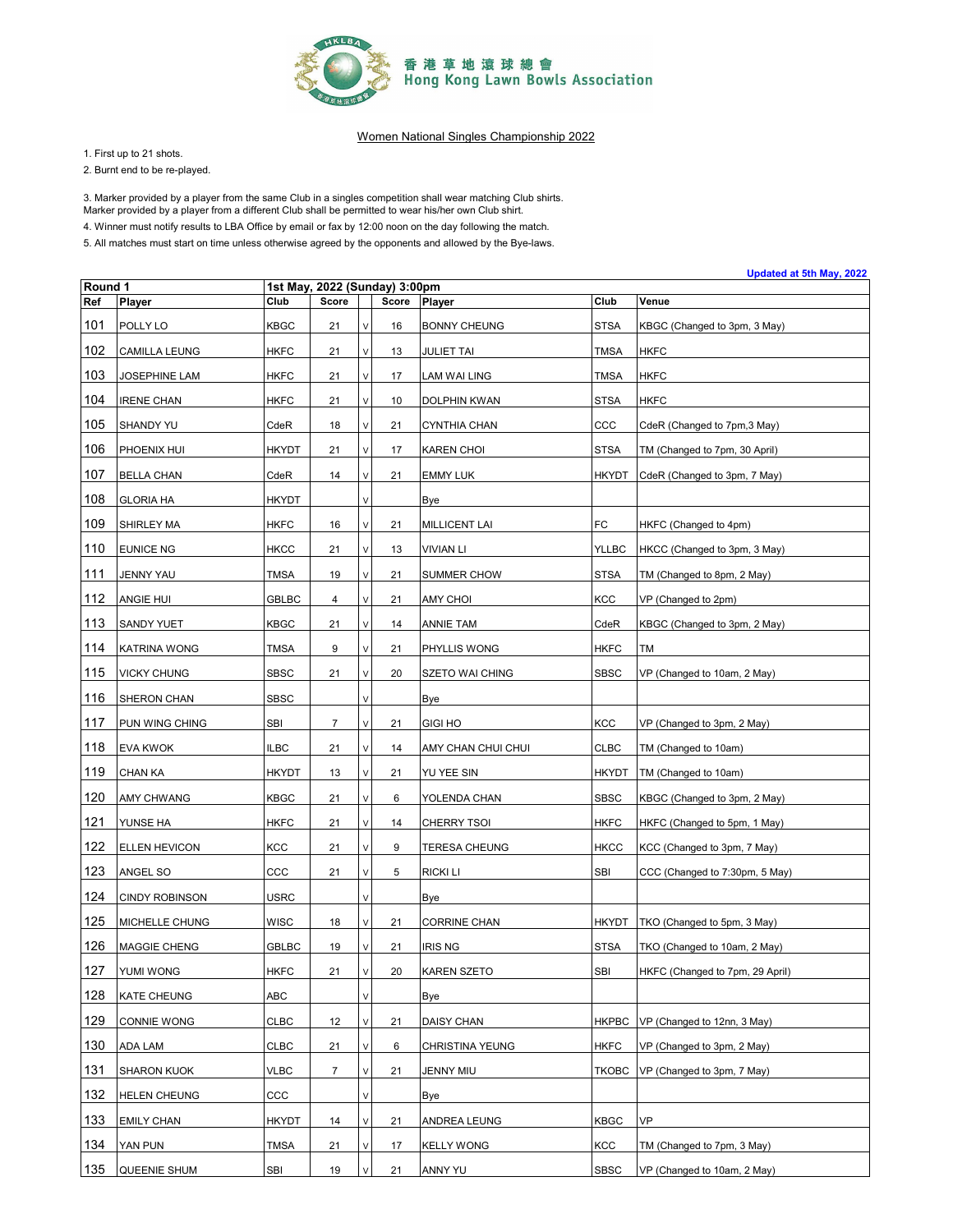香港草地滾球總會
Hong Kong Lawn Bowls Association

## Women National Singles Championship 2022

1. First up to 21 shots.
2. Burnt end to be re-played.

3. Marker provided by a player from the same Club in a singles competition shall wear matching Club shirts.
Marker provided by a player from a different Club shall be permitted to wear his/her own Club shirt.
4. Winner must notify results to LBA Office by email or fax by 12:00 noon on the day following the match.
5. All matches must start on time unless otherwise agreed by the opponents and allowed by the Bye-laws.

Updated at 5th May, 2022

**Round 1** — **1st May, 2022 (Sunday) 3:00pm**

| Ref | Player | Club | Score | | Score | Player | Club | Venue |
|---|---|---|---|---|---|---|---|---|
| 101 | POLLY LO | KBGC | 21 | V | 16 | BONNY CHEUNG | STSA | KBGC (Changed to 3pm, 3 May) |
| 102 | CAMILLA LEUNG | HKFC | 21 | V | 13 | JULIET TAI | TMSA | HKFC |
| 103 | JOSEPHINE LAM | HKFC | 21 | V | 17 | LAM WAI LING | TMSA | HKFC |
| 104 | IRENE CHAN | HKFC | 21 | V | 10 | DOLPHIN KWAN | STSA | HKFC |
| 105 | SHANDY YU | CdeR | 18 | V | 21 | CYNTHIA CHAN | CCC | CdeR (Changed to 7pm,3 May) |
| 106 | PHOENIX HUI | HKYDT | 21 | V | 17 | KAREN CHOI | STSA | TM (Changed to 7pm, 30 April) |
| 107 | BELLA CHAN | CdeR | 14 | V | 21 | EMMY LUK | HKYDT | CdeR (Changed to 3pm, 7 May) |
| 108 | GLORIA HA | HKYDT | | V | | Bye | | |
| 109 | SHIRLEY MA | HKFC | 16 | V | 21 | MILLICENT LAI | FC | HKFC (Changed to 4pm) |
| 110 | EUNICE NG | HKCC | 21 | V | 13 | VIVIAN LI | YLLBC | HKCC (Changed to 3pm, 3 May) |
| 111 | JENNY YAU | TMSA | 19 | V | 21 | SUMMER CHOW | STSA | TM (Changed to 8pm, 2 May) |
| 112 | ANGIE HUI | GBLBC | 4 | V | 21 | AMY CHOI | KCC | VP (Changed to 2pm) |
| 113 | SANDY YUET | KBGC | 21 | V | 14 | ANNIE TAM | CdeR | KBGC (Changed to 3pm, 2 May) |
| 114 | KATRINA WONG | TMSA | 9 | V | 21 | PHYLLIS WONG | HKFC | TM |
| 115 | VICKY CHUNG | SBSC | 21 | V | 20 | SZETO WAI CHING | SBSC | VP (Changed to 10am, 2 May) |
| 116 | SHERON CHAN | SBSC | | V | | Bye | | |
| 117 | PUN WING CHING | SBI | 7 | V | 21 | GIGI HO | KCC | VP (Changed to 3pm, 2 May) |
| 118 | EVA KWOK | ILBC | 21 | V | 14 | AMY CHAN CHUI CHUI | CLBC | TM (Changed to 10am) |
| 119 | CHAN KA | HKYDT | 13 | V | 21 | YU YEE SIN | HKYDT | TM (Changed to 10am) |
| 120 | AMY CHWANG | KBGC | 21 | V | 6 | YOLENDA CHAN | SBSC | KBGC (Changed to 3pm, 2 May) |
| 121 | YUNSE HA | HKFC | 21 | V | 14 | CHERRY TSOI | HKFC | HKFC (Changed to 5pm, 1 May) |
| 122 | ELLEN HEVICON | KCC | 21 | V | 9 | TERESA CHEUNG | HKCC | KCC (Changed to 3pm, 7 May) |
| 123 | ANGEL SO | CCC | 21 | V | 5 | RICKI LI | SBI | CCC (Changed to 7:30pm, 5 May) |
| 124 | CINDY ROBINSON | USRC | | V | | Bye | | |
| 125 | MICHELLE CHUNG | WISC | 18 | V | 21 | CORRINE CHAN | HKYDT | TKO (Changed to 5pm, 3 May) |
| 126 | MAGGIE CHENG | GBLBC | 19 | V | 21 | IRIS NG | STSA | TKO (Changed to 10am, 2 May) |
| 127 | YUMI WONG | HKFC | 21 | V | 20 | KAREN SZETO | SBI | HKFC (Changed to 7pm, 29 April) |
| 128 | KATE CHEUNG | ABC | | V | | Bye | | |
| 129 | CONNIE WONG | CLBC | 12 | V | 21 | DAISY CHAN | HKPBC | VP (Changed to 12nn, 3 May) |
| 130 | ADA LAM | CLBC | 21 | V | 6 | CHRISTINA YEUNG | HKFC | VP (Changed to 3pm, 2 May) |
| 131 | SHARON KUOK | VLBC | 7 | V | 21 | JENNY MIU | TKOBC | VP (Changed to 3pm, 7 May) |
| 132 | HELEN CHEUNG | CCC | | V | | Bye | | |
| 133 | EMILY CHAN | HKYDT | 14 | V | 21 | ANDREA LEUNG | KBGC | VP |
| 134 | YAN PUN | TMSA | 21 | V | 17 | KELLY WONG | KCC | TM (Changed to 7pm, 3 May) |
| 135 | QUEENIE SHUM | SBI | 19 | V | 21 | ANNY YU | SBSC | VP (Changed to 10am, 2 May) |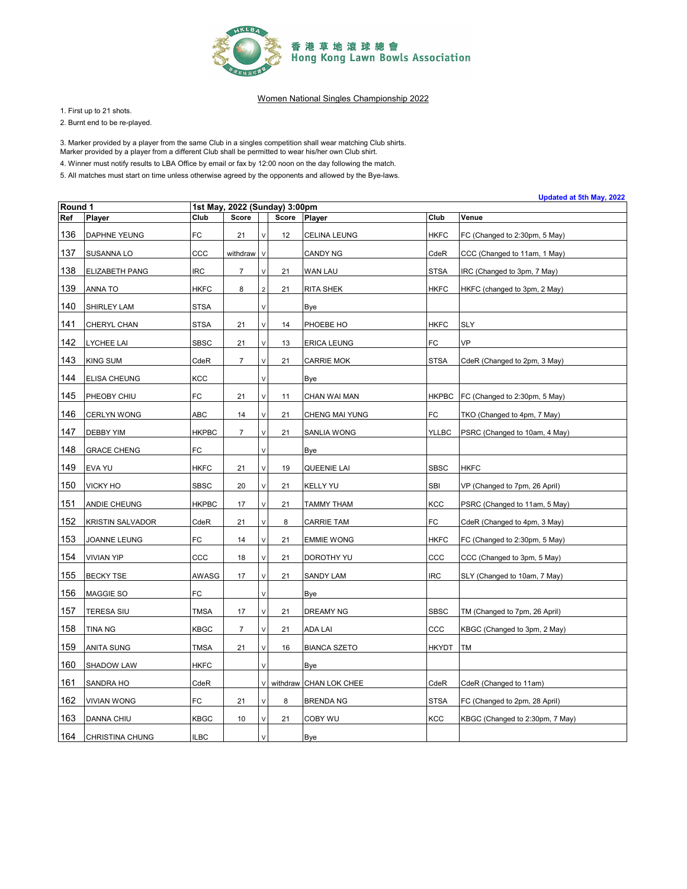香港草地滾球總會
Hong Kong Lawn Bowls Association

## Women National Singles Championship 2022

1. First up to 21 shots.
2. Burnt end to be re-played.

3. Marker provided by a player from the same Club in a singles competition shall wear matching Club shirts.
Marker provided by a player from a different Club shall be permitted to wear his/her own Club shirt.
4. Winner must notify results to LBA Office by email or fax by 12:00 noon on the day following the match.
5. All matches must start on time unless otherwise agreed by the opponents and allowed by the Bye-laws.

**Updated at 5th May, 2022**

| Round 1 | | 1st May, 2022 (Sunday) 3:00pm | | | | | | |
|---|---|---|---|---|---|---|---|---|
| **Ref** | **Player** | **Club** | **Score** | | **Score** | **Player** | **Club** | **Venue** |
| 136 | DAPHNE YEUNG | FC | 21 | v | 12 | CELINA LEUNG | HKFC | FC (Changed to 2:30pm, 5 May) |
| 137 | SUSANNA LO | CCC | withdraw | v | | CANDY NG | CdeR | CCC (Changed to 11am, 1 May) |
| 138 | ELIZABETH PANG | IRC | 7 | v | 21 | WAN LAU | STSA | IRC (Changed to 3pm, 7 May) |
| 139 | ANNA TO | HKFC | 8 | 2 | 21 | RITA SHEK | HKFC | HKFC (changed to 3pm, 2 May) |
| 140 | SHIRLEY LAM | STSA | | v | | Bye | | |
| 141 | CHERYL CHAN | STSA | 21 | v | 14 | PHOEBE HO | HKFC | SLY |
| 142 | LYCHEE LAI | SBSC | 21 | v | 13 | ERICA LEUNG | FC | VP |
| 143 | KING SUM | CdeR | 7 | v | 21 | CARRIE MOK | STSA | CdeR (Changed to 2pm, 3 May) |
| 144 | ELISA CHEUNG | KCC | | v | | Bye | | |
| 145 | PHEOBY CHIU | FC | 21 | v | 11 | CHAN WAI MAN | HKPBC | FC (Changed to 2:30pm, 5 May) |
| 146 | CERLYN WONG | ABC | 14 | v | 21 | CHENG MAI YUNG | FC | TKO (Changed to 4pm, 7 May) |
| 147 | DEBBY YIM | HKPBC | 7 | v | 21 | SANLIA WONG | YLLBC | PSRC (Changed to 10am, 4 May) |
| 148 | GRACE CHENG | FC | | v | | Bye | | |
| 149 | EVA YU | HKFC | 21 | v | 19 | QUEENIE LAI | SBSC | HKFC |
| 150 | VICKY HO | SBSC | 20 | v | 21 | KELLY YU | SBI | VP (Changed to 7pm, 26 April) |
| 151 | ANDIE CHEUNG | HKPBC | 17 | v | 21 | TAMMY THAM | KCC | PSRC (Changed to 11am, 5 May) |
| 152 | KRISTIN SALVADOR | CdeR | 21 | v | 8 | CARRIE TAM | FC | CdeR (Changed to 4pm, 3 May) |
| 153 | JOANNE LEUNG | FC | 14 | v | 21 | EMMIE WONG | HKFC | FC (Changed to 2:30pm, 5 May) |
| 154 | VIVIAN YIP | CCC | 18 | v | 21 | DOROTHY YU | CCC | CCC (Changed to 3pm, 5 May) |
| 155 | BECKY TSE | AWASG | 17 | v | 21 | SANDY LAM | IRC | SLY (Changed to 10am, 7 May) |
| 156 | MAGGIE SO | FC | | v | | Bye | | |
| 157 | TERESA SIU | TMSA | 17 | v | 21 | DREAMY NG | SBSC | TM (Changed to 7pm, 26 April) |
| 158 | TINA NG | KBGC | 7 | v | 21 | ADA LAI | CCC | KBGC (Changed to 3pm, 2 May) |
| 159 | ANITA SUNG | TMSA | 21 | v | 16 | BIANCA SZETO | HKYDT | TM |
| 160 | SHADOW LAW | HKFC | | v | | Bye | | |
| 161 | SANDRA HO | CdeR | | v | withdraw | CHAN LOK CHEE | CdeR | CdeR (Changed to 11am) |
| 162 | VIVIAN WONG | FC | 21 | v | 8 | BRENDA NG | STSA | FC (Changed to 2pm, 28 April) |
| 163 | DANNA CHIU | KBGC | 10 | v | 21 | COBY WU | KCC | KBGC (Changed to 2:30pm, 7 May) |
| 164 | CHRISTINA CHUNG | ILBC | | v | | Bye | | |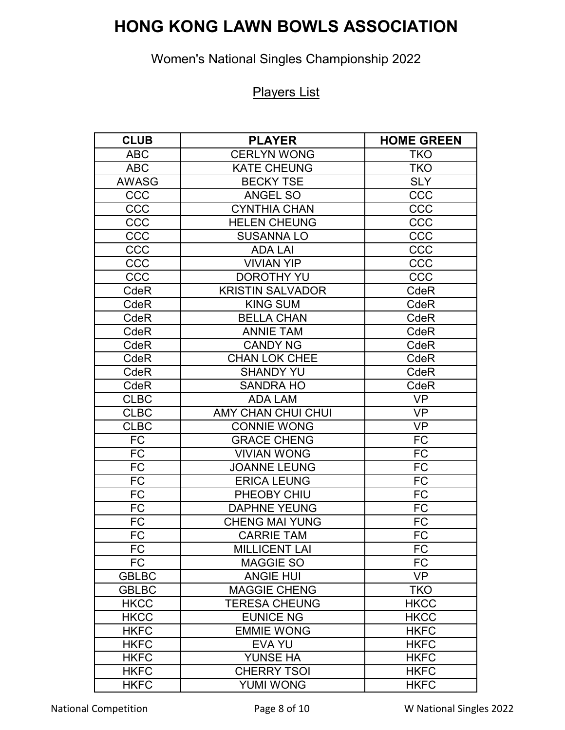# HONG KONG LAWN BOWLS ASSOCIATION

Women's National Singles Championship 2022

Players List

| CLUB | PLAYER | HOME GREEN |
|---|---|---|
| ABC | CERLYN WONG | TKO |
| ABC | KATE CHEUNG | TKO |
| AWASG | BECKY TSE | SLY |
| CCC | ANGEL SO | CCC |
| CCC | CYNTHIA CHAN | CCC |
| CCC | HELEN CHEUNG | CCC |
| CCC | SUSANNA LO | CCC |
| CCC | ADA LAI | CCC |
| CCC | VIVIAN YIP | CCC |
| CCC | DOROTHY YU | CCC |
| CdeR | KRISTIN SALVADOR | CdeR |
| CdeR | KING SUM | CdeR |
| CdeR | BELLA CHAN | CdeR |
| CdeR | ANNIE TAM | CdeR |
| CdeR | CANDY NG | CdeR |
| CdeR | CHAN LOK CHEE | CdeR |
| CdeR | SHANDY YU | CdeR |
| CdeR | SANDRA HO | CdeR |
| CLBC | ADA LAM | VP |
| CLBC | AMY CHAN CHUI CHUI | VP |
| CLBC | CONNIE WONG | VP |
| FC | GRACE CHENG | FC |
| FC | VIVIAN WONG | FC |
| FC | JOANNE LEUNG | FC |
| FC | ERICA LEUNG | FC |
| FC | PHEOBY CHIU | FC |
| FC | DAPHNE YEUNG | FC |
| FC | CHENG MAI YUNG | FC |
| FC | CARRIE TAM | FC |
| FC | MILLICENT LAI | FC |
| FC | MAGGIE SO | FC |
| GBLBC | ANGIE HUI | VP |
| GBLBC | MAGGIE CHENG | TKO |
| HKCC | TERESA CHEUNG | HKCC |
| HKCC | EUNICE NG | HKCC |
| HKFC | EMMIE WONG | HKFC |
| HKFC | EVA YU | HKFC |
| HKFC | YUNSE HA | HKFC |
| HKFC | CHERRY TSOI | HKFC |
| HKFC | YUMI WONG | HKFC |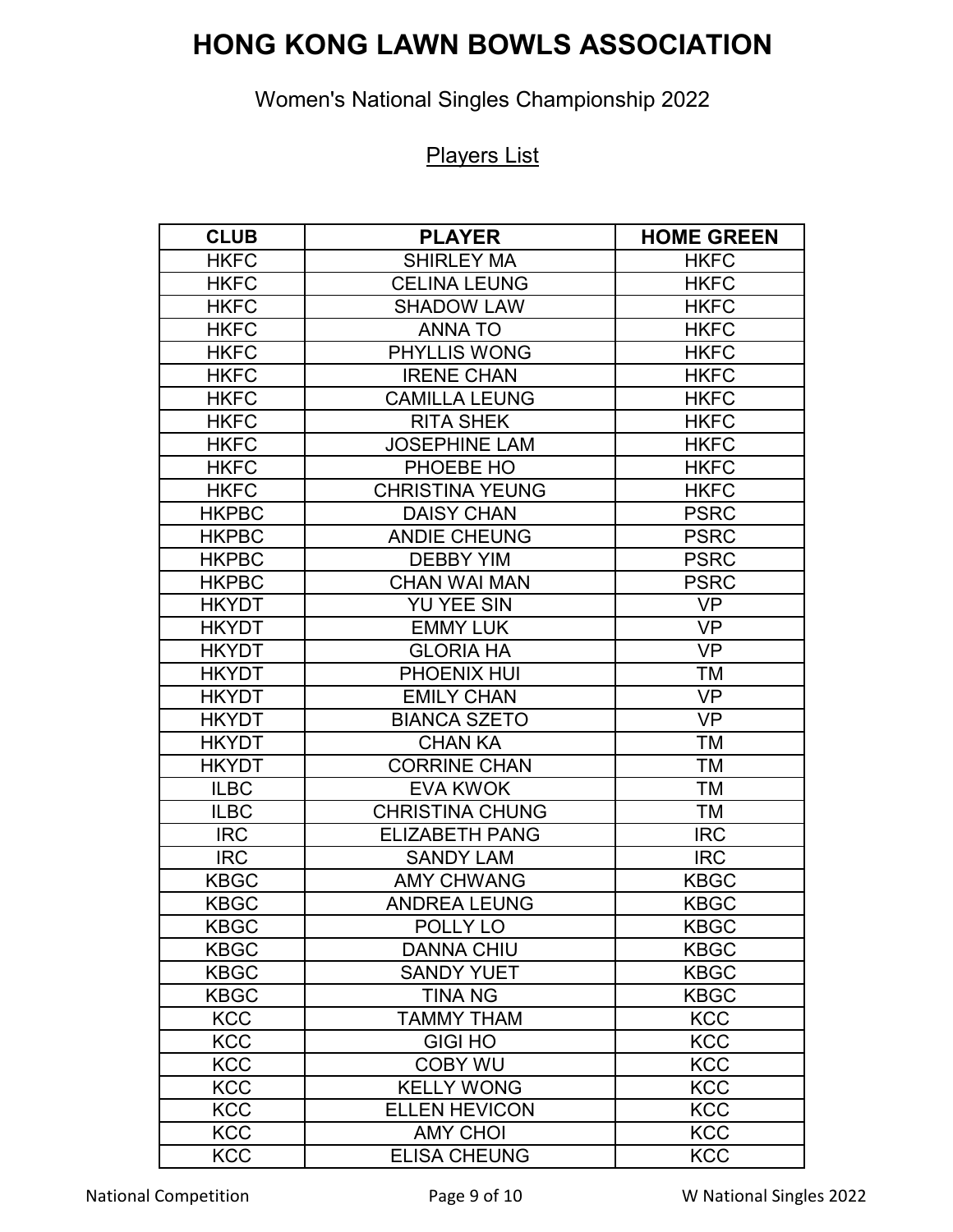# HONG KONG LAWN BOWLS ASSOCIATION

Women's National Singles Championship 2022

Players List

| CLUB | PLAYER | HOME GREEN |
|---|---|---|
| HKFC | SHIRLEY MA | HKFC |
| HKFC | CELINA LEUNG | HKFC |
| HKFC | SHADOW LAW | HKFC |
| HKFC | ANNA TO | HKFC |
| HKFC | PHYLLIS WONG | HKFC |
| HKFC | IRENE CHAN | HKFC |
| HKFC | CAMILLA LEUNG | HKFC |
| HKFC | RITA SHEK | HKFC |
| HKFC | JOSEPHINE LAM | HKFC |
| HKFC | PHOEBE HO | HKFC |
| HKFC | CHRISTINA YEUNG | HKFC |
| HKPBC | DAISY CHAN | PSRC |
| HKPBC | ANDIE CHEUNG | PSRC |
| HKPBC | DEBBY YIM | PSRC |
| HKPBC | CHAN WAI MAN | PSRC |
| HKYDT | YU YEE SIN | VP |
| HKYDT | EMMY LUK | VP |
| HKYDT | GLORIA HA | VP |
| HKYDT | PHOENIX HUI | TM |
| HKYDT | EMILY CHAN | VP |
| HKYDT | BIANCA SZETO | VP |
| HKYDT | CHAN KA | TM |
| HKYDT | CORRINE CHAN | TM |
| ILBC | EVA KWOK | TM |
| ILBC | CHRISTINA CHUNG | TM |
| IRC | ELIZABETH PANG | IRC |
| IRC | SANDY LAM | IRC |
| KBGC | AMY CHWANG | KBGC |
| KBGC | ANDREA LEUNG | KBGC |
| KBGC | POLLY LO | KBGC |
| KBGC | DANNA CHIU | KBGC |
| KBGC | SANDY YUET | KBGC |
| KBGC | TINA NG | KBGC |
| KCC | TAMMY THAM | KCC |
| KCC | GIGI HO | KCC |
| KCC | COBY WU | KCC |
| KCC | KELLY WONG | KCC |
| KCC | ELLEN HEVICON | KCC |
| KCC | AMY CHOI | KCC |
| KCC | ELISA CHEUNG | KCC |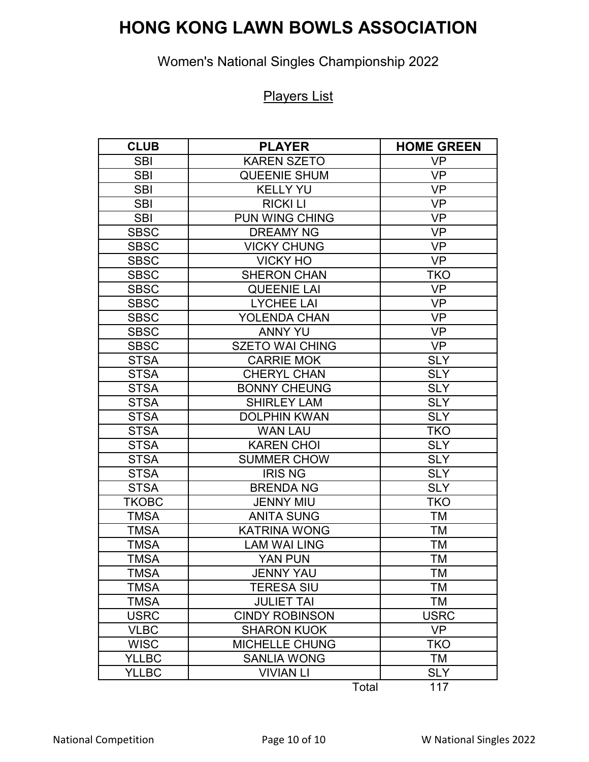# HONG KONG LAWN BOWLS ASSOCIATION

Women's National Singles Championship 2022

Players List

| CLUB | PLAYER | HOME GREEN |
|---|---|---|
| SBI | KAREN SZETO | VP |
| SBI | QUEENIE SHUM | VP |
| SBI | KELLY YU | VP |
| SBI | RICKI LI | VP |
| SBI | PUN WING CHING | VP |
| SBSC | DREAMY NG | VP |
| SBSC | VICKY CHUNG | VP |
| SBSC | VICKY HO | VP |
| SBSC | SHERON CHAN | TKO |
| SBSC | QUEENIE LAI | VP |
| SBSC | LYCHEE LAI | VP |
| SBSC | YOLENDA CHAN | VP |
| SBSC | ANNY YU | VP |
| SBSC | SZETO WAI CHING | VP |
| STSA | CARRIE MOK | SLY |
| STSA | CHERYL CHAN | SLY |
| STSA | BONNY CHEUNG | SLY |
| STSA | SHIRLEY LAM | SLY |
| STSA | DOLPHIN KWAN | SLY |
| STSA | WAN LAU | TKO |
| STSA | KAREN CHOI | SLY |
| STSA | SUMMER CHOW | SLY |
| STSA | IRIS NG | SLY |
| STSA | BRENDA NG | SLY |
| TKOBC | JENNY MIU | TKO |
| TMSA | ANITA SUNG | TM |
| TMSA | KATRINA WONG | TM |
| TMSA | LAM WAI LING | TM |
| TMSA | YAN PUN | TM |
| TMSA | JENNY YAU | TM |
| TMSA | TERESA SIU | TM |
| TMSA | JULIET TAI | TM |
| USRC | CINDY ROBINSON | USRC |
| VLBC | SHARON KUOK | VP |
| WISC | MICHELLE CHUNG | TKO |
| YLLBC | SANLIA WONG | TM |
| YLLBC | VIVIAN LI | SLY |
| | Total | 117 |